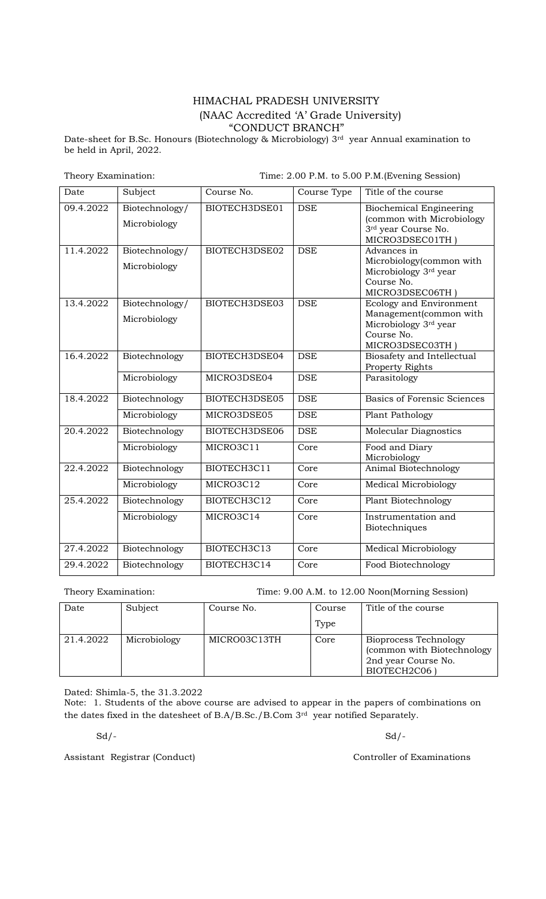# HIMACHAL PRADESH UNIVERSITY

## (NAAC Accredited 'A' Grade University)

## "CONDUCT BRANCH"

Date-sheet for B.Sc. Honours (Biotechnology & Microbiology) 3rd year Annual examination to be held in April, 2022.

Theory Examination: Time: 2.00 P.M. to 5.00 P.M.(Evening Session)

| Date | Subject | Course No. | Course Type | Title of the course |
|---|---|---|---|---|
| 09.4.2022 | Biotechnology/ Microbiology | BIOTECH3DSE01 | DSE | Biochemical Engineering (common with Microbiology 3rd year Course No. MICRO3DSEC01TH ) |
| 11.4.2022 | Biotechnology/ Microbiology | BIOTECH3DSE02 | DSE | Advances in Microbiology(common with Microbiology 3rd year Course No. MICRO3DSEC06TH ) |
| 13.4.2022 | Biotechnology/ Microbiology | BIOTECH3DSE03 | DSE | Ecology and Environment Management(common with Microbiology 3rd year Course No. MICRO3DSEC03TH ) |
| 16.4.2022 | Biotechnology | BIOTECH3DSE04 | DSE | Biosafety and Intellectual Property Rights |
| | Microbiology | MICRO3DSE04 | DSE | Parasitology |
| 18.4.2022 | Biotechnology | BIOTECH3DSE05 | DSE | Basics of Forensic Sciences |
| | Microbiology | MICRO3DSE05 | DSE | Plant Pathology |
| 20.4.2022 | Biotechnology | BIOTECH3DSE06 | DSE | Molecular Diagnostics |
| | Microbiology | MICRO3C11 | Core | Food and Diary Microbiology |
| 22.4.2022 | Biotechnology | BIOTECH3C11 | Core | Animal Biotechnology |
| | Microbiology | MICRO3C12 | Core | Medical Microbiology |
| 25.4.2022 | Biotechnology | BIOTECH3C12 | Core | Plant Biotechnology |
| | Microbiology | MICRO3C14 | Core | Instrumentation and Biotechniques |
| 27.4.2022 | Biotechnology | BIOTECH3C13 | Core | Medical Microbiology |
| 29.4.2022 | Biotechnology | BIOTECH3C14 | Core | Food Biotechnology |

Theory Examination: Time: 9.00 A.M. to 12.00 Noon(Morning Session)

| Date | Subject | Course No. | Course Type | Title of the course |
|---|---|---|---|---|
| 21.4.2022 | Microbiology | MICRO03C13TH | Core | Bioprocess Technology (common with Biotechnology 2nd year Course No. BIOTECH2C06 ) |

Dated: Shimla-5, the 31.3.2022

Note: 1. Students of the above course are advised to appear in the papers of combinations on the dates fixed in the datesheet of B.A/B.Sc./B.Com 3rd year notified Separately.

Sd/- Sd/-

Assistant Registrar (Conduct) Controller of Examinations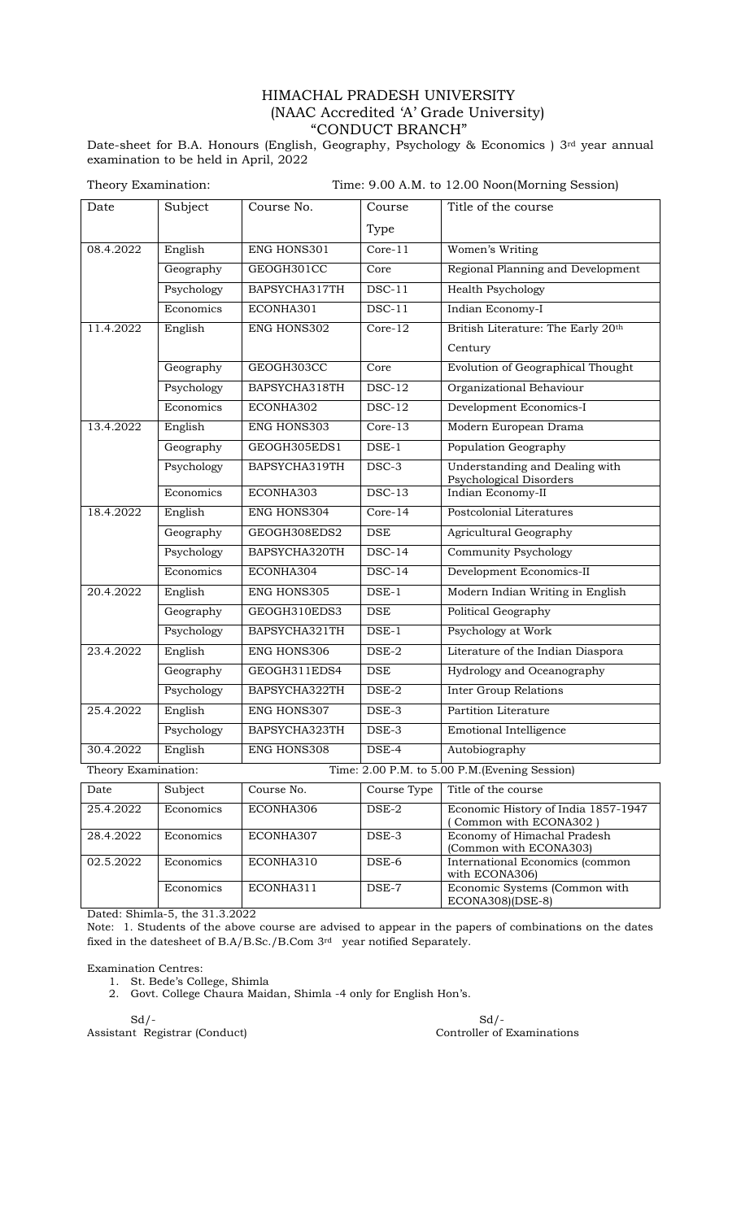# HIMACHAL PRADESH UNIVERSITY

## (NAAC Accredited 'A' Grade University)

## "CONDUCT BRANCH"

Date-sheet for B.A. Honours (English, Geography, Psychology & Economics ) 3rd year annual examination to be held in April, 2022

Theory Examination: Time: 9.00 A.M. to 12.00 Noon(Morning Session)

| Date | Subject | Course No. | Course Type | Title of the course |
|---|---|---|---|---|
| 08.4.2022 | English | ENG HONS301 | Core-11 | Women's Writing |
| | Geography | GEOGH301CC | Core | Regional Planning and Development |
| | Psychology | BAPSYCHA317TH | DSC-11 | Health Psychology |
| | Economics | ECONHA301 | DSC-11 | Indian Economy-I |
| 11.4.2022 | English | ENG HONS302 | Core-12 | British Literature: The Early 20th Century |
| | Geography | GEOGH303CC | Core | Evolution of Geographical Thought |
| | Psychology | BAPSYCHA318TH | DSC-12 | Organizational Behaviour |
| | Economics | ECONHA302 | DSC-12 | Development Economics-I |
| 13.4.2022 | English | ENG HONS303 | Core-13 | Modern European Drama |
| | Geography | GEOGH305EDS1 | DSE-1 | Population Geography |
| | Psychology | BAPSYCHA319TH | DSC-3 | Understanding and Dealing with Psychological Disorders |
| | Economics | ECONHA303 | DSC-13 | Indian Economy-II |
| 18.4.2022 | English | ENG HONS304 | Core-14 | Postcolonial Literatures |
| | Geography | GEOGH308EDS2 | DSE | Agricultural Geography |
| | Psychology | BAPSYCHA320TH | DSC-14 | Community Psychology |
| | Economics | ECONHA304 | DSC-14 | Development Economics-II |
| 20.4.2022 | English | ENG HONS305 | DSE-1 | Modern Indian Writing in English |
| | Geography | GEOGH310EDS3 | DSE | Political Geography |
| | Psychology | BAPSYCHA321TH | DSE-1 | Psychology at Work |
| 23.4.2022 | English | ENG HONS306 | DSE-2 | Literature of the Indian Diaspora |
| | Geography | GEOGH311EDS4 | DSE | Hydrology and Oceanography |
| | Psychology | BAPSYCHA322TH | DSE-2 | Inter Group Relations |
| 25.4.2022 | English | ENG HONS307 | DSE-3 | Partition Literature |
| | Psychology | BAPSYCHA323TH | DSE-3 | Emotional Intelligence |
| 30.4.2022 | English | ENG HONS308 | DSE-4 | Autobiography |

Theory Examination: Time: 2.00 P.M. to 5.00 P.M.(Evening Session)

| Date | Subject | Course No. | Course Type | Title of the course |
|---|---|---|---|---|
| 25.4.2022 | Economics | ECONHA306 | DSE-2 | Economic History of India 1857-1947 ( Common with ECONA302 ) |
| 28.4.2022 | Economics | ECONHA307 | DSE-3 | Economy of Himachal Pradesh (Common with ECONA303) |
| 02.5.2022 | Economics | ECONHA310 | DSE-6 | International Economics (common with ECONA306) |
| | Economics | ECONHA311 | DSE-7 | Economic Systems (Common with ECONA308)(DSE-8) |

Dated: Shimla-5, the 31.3.2022

Note: 1. Students of the above course are advised to appear in the papers of combinations on the dates fixed in the datesheet of B.A/B.Sc./B.Com 3rd year notified Separately.

Examination Centres:

1. St. Bede's College, Shimla
2. Govt. College Chaura Maidan, Shimla -4 only for English Hon's.

Sd/-
Assistant Registrar (Conduct)

Sd/-
Controller of Examinations